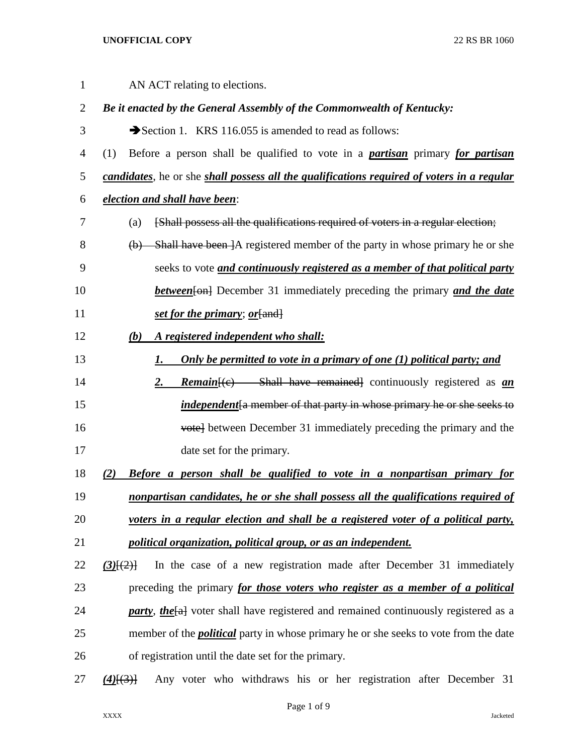AN ACT relating to elections.

***Be it enacted by the General Assembly of the Commonwealth of Kentucky:***

➔Section 1. KRS 116.055 is amended to read as follows:

(1) Before a person shall be qualified to vote in a ***partisan*** primary ***for partisan candidates***, he or she ***shall possess all the qualifications required of voters in a regular election and shall have been***:

(a) [Shall possess all the qualifications required of voters in a regular election;

(b) Shall have been ]A registered member of the party in whose primary he or she seeks to vote ***and continuously registered as a member of that political party between***[on] December 31 immediately preceding the primary ***and the date set for the primary***; ***or***[and]

***(b) A registered independent who shall:***

***1. Only be permitted to vote in a primary of one (1) political party; and***

***2. Remain***[(c) Shall have remained] continuously registered as ***an independent***[a member of that party in whose primary he or she seeks to vote] between December 31 immediately preceding the primary and the date set for the primary.

***(2) Before a person shall be qualified to vote in a nonpartisan primary for nonpartisan candidates, he or she shall possess all the qualifications required of voters in a regular election and shall be a registered voter of a political party, political organization, political group, or as an independent.***

***(3)***[(2)] In the case of a new registration made after December 31 immediately preceding the primary ***for those voters who register as a member of a political party***, ***the***[a] voter shall have registered and remained continuously registered as a member of the ***political*** party in whose primary he or she seeks to vote from the date of registration until the date set for the primary.

***(4)***[(3)] Any voter who withdraws his or her registration after December 31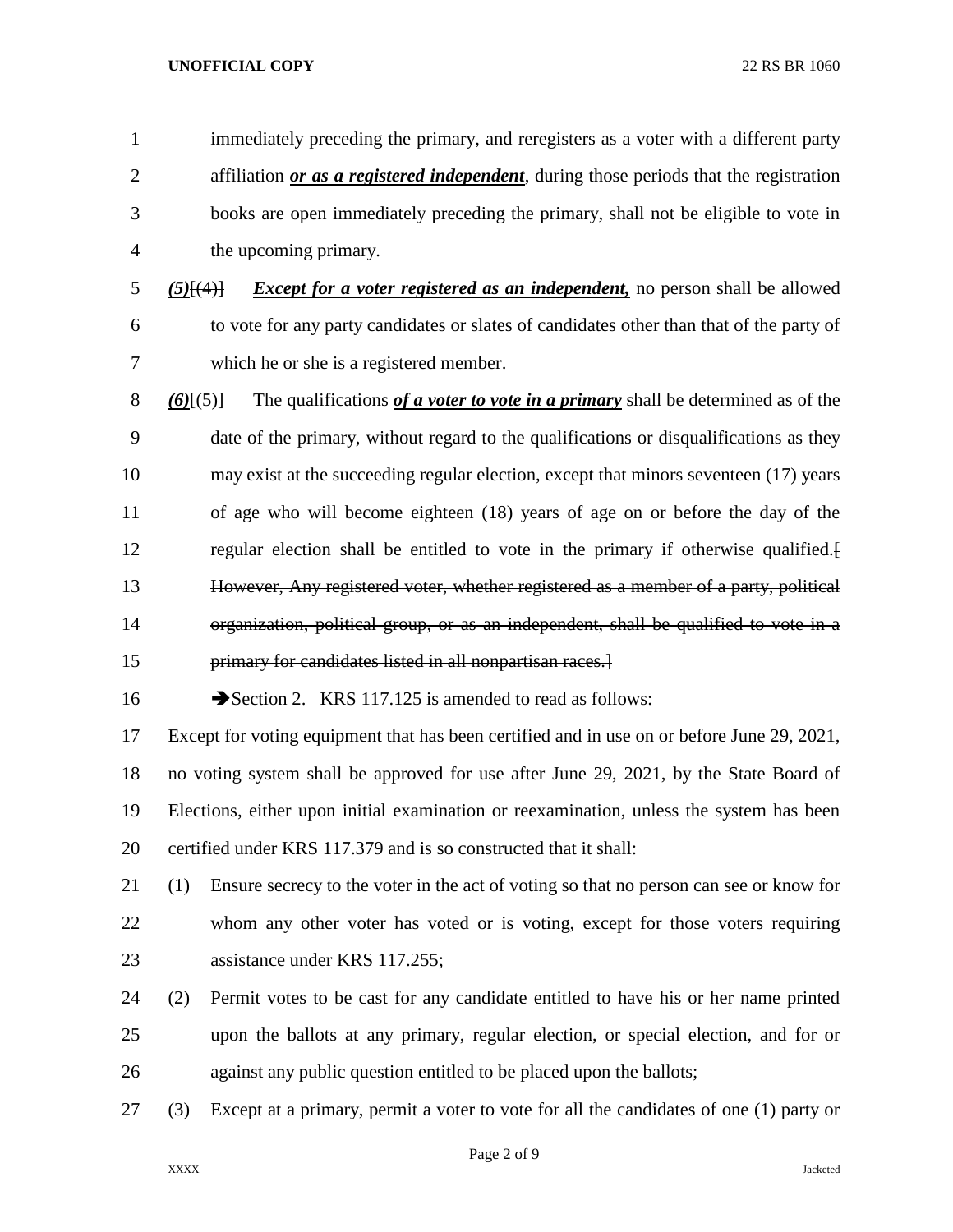immediately preceding the primary, and reregisters as a voter with a different party affiliation ***or as a registered independent***, during those periods that the registration books are open immediately preceding the primary, shall not be eligible to vote in the upcoming primary.

***(5)***~~[(4)]~~ ***Except for a voter registered as an independent,*** no person shall be allowed to vote for any party candidates or slates of candidates other than that of the party of which he or she is a registered member.

***(6)***~~[(5)]~~ The qualifications ***of a voter to vote in a primary*** shall be determined as of the date of the primary, without regard to the qualifications or disqualifications as they may exist at the succeeding regular election, except that minors seventeen (17) years of age who will become eighteen (18) years of age on or before the day of the regular election shall be entitled to vote in the primary if otherwise qualified.~~[ However, Any registered voter, whether registered as a member of a party, political organization, political group, or as an independent, shall be qualified to vote in a primary for candidates listed in all nonpartisan races.]~~

➔Section 2. KRS 117.125 is amended to read as follows:

Except for voting equipment that has been certified and in use on or before June 29, 2021, no voting system shall be approved for use after June 29, 2021, by the State Board of Elections, either upon initial examination or reexamination, unless the system has been certified under KRS 117.379 and is so constructed that it shall:

(1) Ensure secrecy to the voter in the act of voting so that no person can see or know for whom any other voter has voted or is voting, except for those voters requiring assistance under KRS 117.255;

(2) Permit votes to be cast for any candidate entitled to have his or her name printed upon the ballots at any primary, regular election, or special election, and for or against any public question entitled to be placed upon the ballots;

(3) Except at a primary, permit a voter to vote for all the candidates of one (1) party or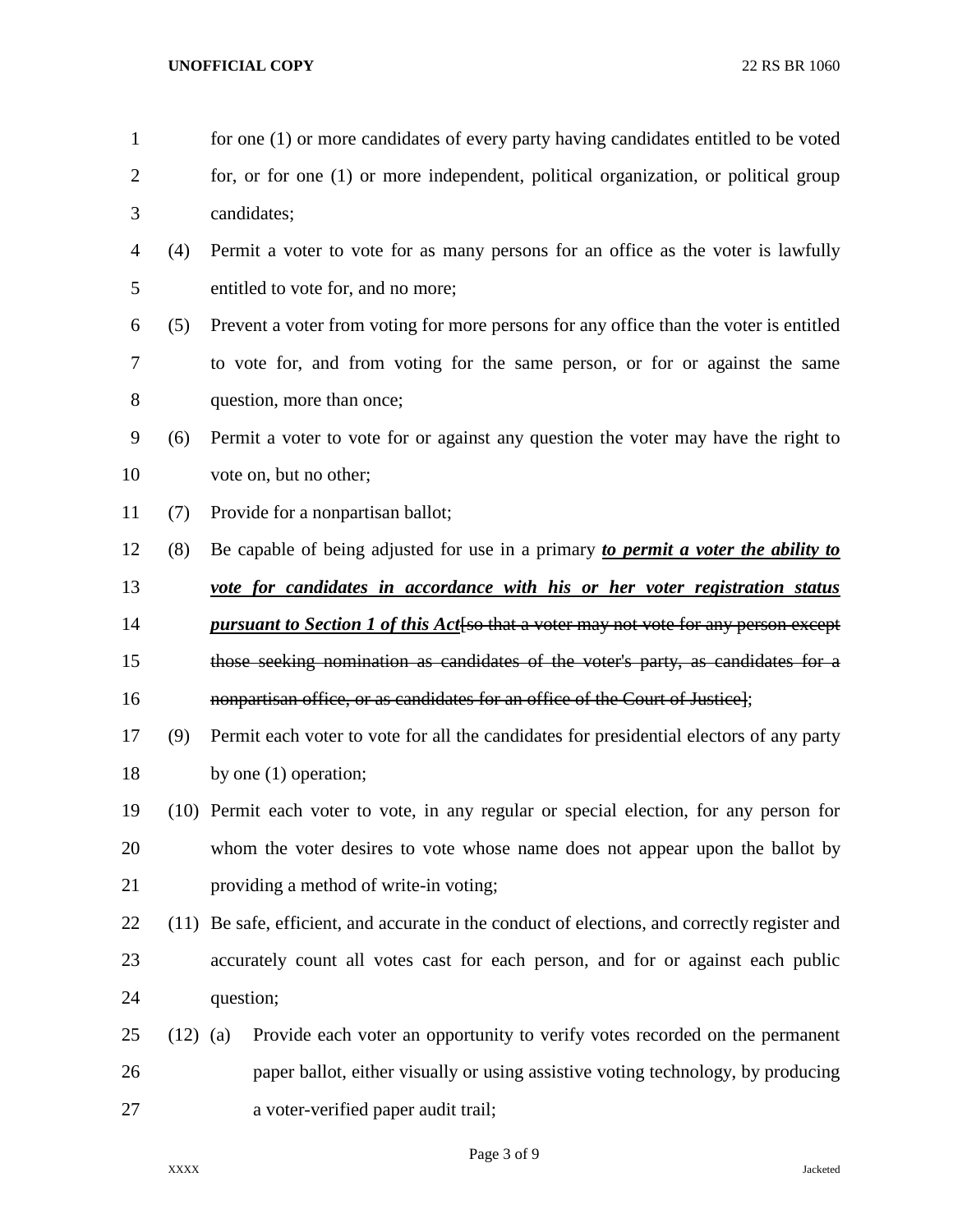for one (1) or more candidates of every party having candidates entitled to be voted for, or for one (1) or more independent, political organization, or political group candidates;

(4) Permit a voter to vote for as many persons for an office as the voter is lawfully entitled to vote for, and no more;

(5) Prevent a voter from voting for more persons for any office than the voter is entitled to vote for, and from voting for the same person, or for or against the same question, more than once;

(6) Permit a voter to vote for or against any question the voter may have the right to vote on, but no other;

(7) Provide for a nonpartisan ballot;

(8) Be capable of being adjusted for use in a primary ***to permit a voter the ability to vote for candidates in accordance with his or her voter registration status pursuant to Section 1 of this Act***~~[so that a voter may not vote for any person except those seeking nomination as candidates of the voter's party, as candidates for a nonpartisan office, or as candidates for an office of the Court of Justice]~~;

(9) Permit each voter to vote for all the candidates for presidential electors of any party by one (1) operation;

(10) Permit each voter to vote, in any regular or special election, for any person for whom the voter desires to vote whose name does not appear upon the ballot by providing a method of write-in voting;

(11) Be safe, efficient, and accurate in the conduct of elections, and correctly register and accurately count all votes cast for each person, and for or against each public question;

(12) (a) Provide each voter an opportunity to verify votes recorded on the permanent paper ballot, either visually or using assistive voting technology, by producing a voter-verified paper audit trail;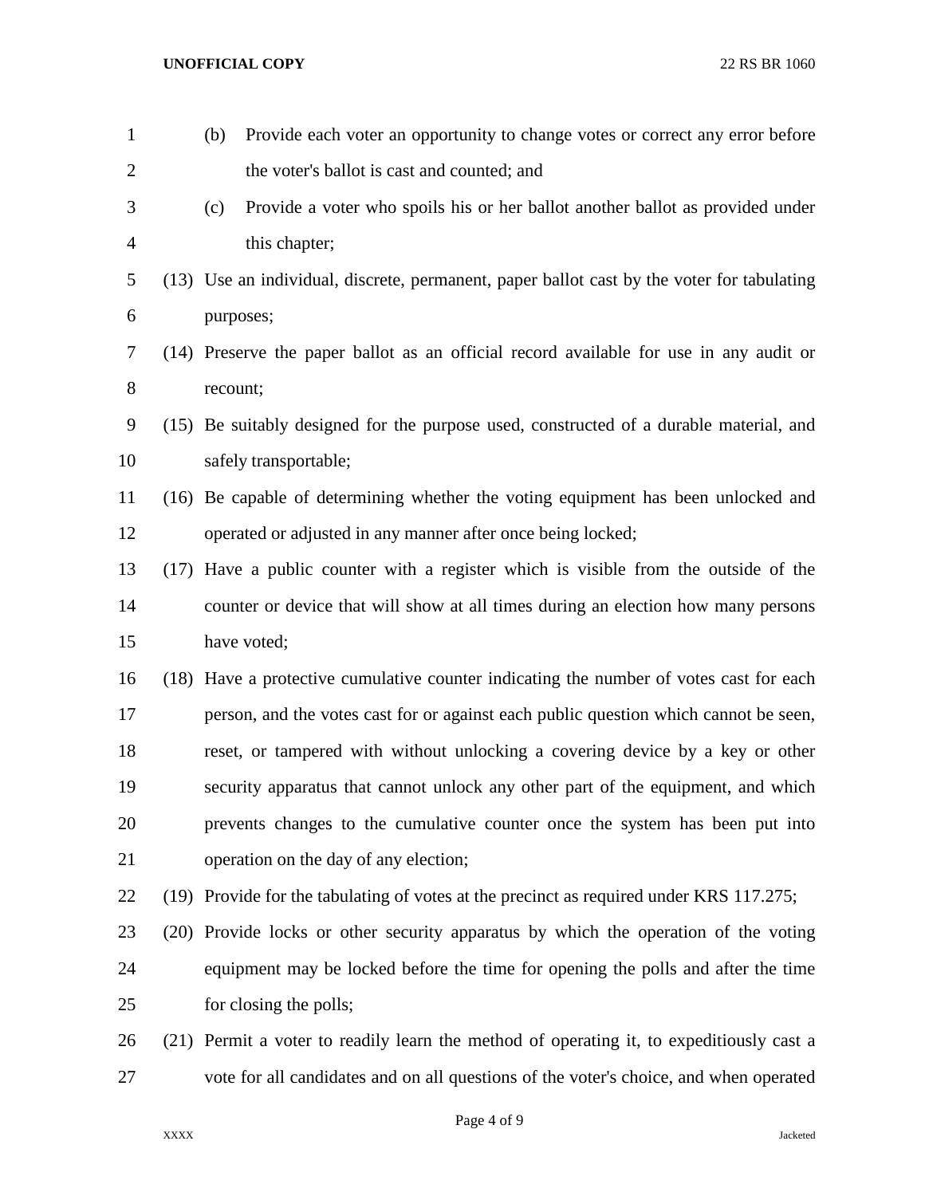(b) Provide each voter an opportunity to change votes or correct any error before the voter's ballot is cast and counted; and

(c) Provide a voter who spoils his or her ballot another ballot as provided under this chapter;

(13) Use an individual, discrete, permanent, paper ballot cast by the voter for tabulating purposes;

(14) Preserve the paper ballot as an official record available for use in any audit or recount;

(15) Be suitably designed for the purpose used, constructed of a durable material, and safely transportable;

(16) Be capable of determining whether the voting equipment has been unlocked and operated or adjusted in any manner after once being locked;

(17) Have a public counter with a register which is visible from the outside of the counter or device that will show at all times during an election how many persons have voted;

(18) Have a protective cumulative counter indicating the number of votes cast for each person, and the votes cast for or against each public question which cannot be seen, reset, or tampered with without unlocking a covering device by a key or other security apparatus that cannot unlock any other part of the equipment, and which prevents changes to the cumulative counter once the system has been put into operation on the day of any election;

(19) Provide for the tabulating of votes at the precinct as required under KRS 117.275;

(20) Provide locks or other security apparatus by which the operation of the voting equipment may be locked before the time for opening the polls and after the time for closing the polls;

(21) Permit a voter to readily learn the method of operating it, to expeditiously cast a vote for all candidates and on all questions of the voter's choice, and when operated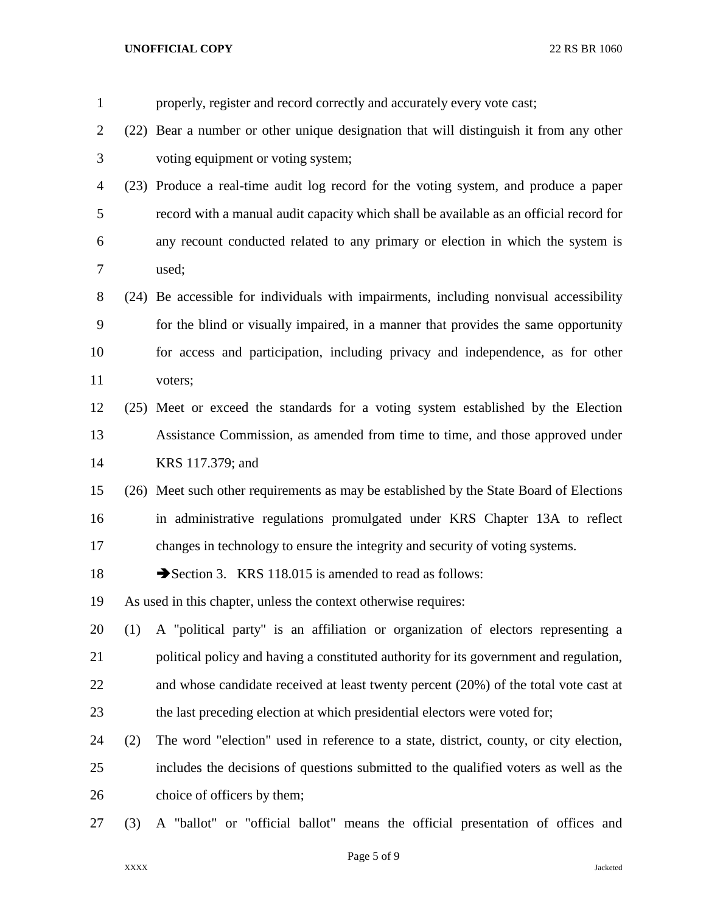properly, register and record correctly and accurately every vote cast;

(22) Bear a number or other unique designation that will distinguish it from any other voting equipment or voting system;

(23) Produce a real-time audit log record for the voting system, and produce a paper record with a manual audit capacity which shall be available as an official record for any recount conducted related to any primary or election in which the system is used;

(24) Be accessible for individuals with impairments, including nonvisual accessibility for the blind or visually impaired, in a manner that provides the same opportunity for access and participation, including privacy and independence, as for other voters;

(25) Meet or exceed the standards for a voting system established by the Election Assistance Commission, as amended from time to time, and those approved under KRS 117.379; and

(26) Meet such other requirements as may be established by the State Board of Elections in administrative regulations promulgated under KRS Chapter 13A to reflect changes in technology to ensure the integrity and security of voting systems.

➔Section 3. KRS 118.015 is amended to read as follows:

As used in this chapter, unless the context otherwise requires:

(1) A "political party" is an affiliation or organization of electors representing a political policy and having a constituted authority for its government and regulation, and whose candidate received at least twenty percent (20%) of the total vote cast at the last preceding election at which presidential electors were voted for;

(2) The word "election" used in reference to a state, district, county, or city election, includes the decisions of questions submitted to the qualified voters as well as the choice of officers by them;

(3) A "ballot" or "official ballot" means the official presentation of offices and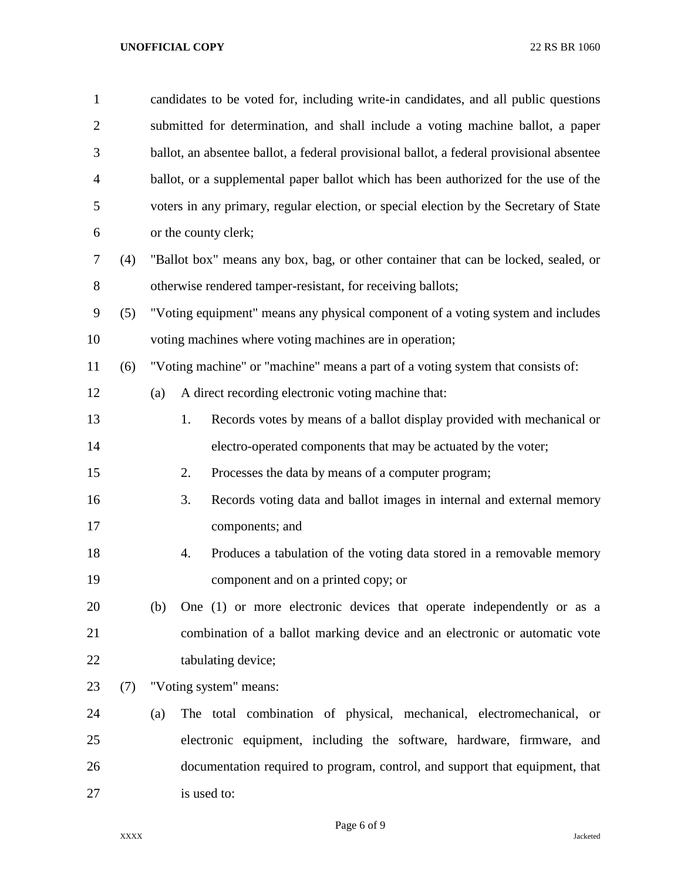candidates to be voted for, including write-in candidates, and all public questions submitted for determination, and shall include a voting machine ballot, a paper ballot, an absentee ballot, a federal provisional ballot, a federal provisional absentee ballot, or a supplemental paper ballot which has been authorized for the use of the voters in any primary, regular election, or special election by the Secretary of State or the county clerk;

(4) "Ballot box" means any box, bag, or other container that can be locked, sealed, or otherwise rendered tamper-resistant, for receiving ballots;

(5) "Voting equipment" means any physical component of a voting system and includes voting machines where voting machines are in operation;

(6) "Voting machine" or "machine" means a part of a voting system that consists of:

(a) A direct recording electronic voting machine that:

1. Records votes by means of a ballot display provided with mechanical or electro-operated components that may be actuated by the voter;
2. Processes the data by means of a computer program;
3. Records voting data and ballot images in internal and external memory components; and
4. Produces a tabulation of the voting data stored in a removable memory component and on a printed copy; or

(b) One (1) or more electronic devices that operate independently or as a combination of a ballot marking device and an electronic or automatic vote tabulating device;

(7) "Voting system" means:

(a) The total combination of physical, mechanical, electromechanical, or electronic equipment, including the software, hardware, firmware, and documentation required to program, control, and support that equipment, that is used to: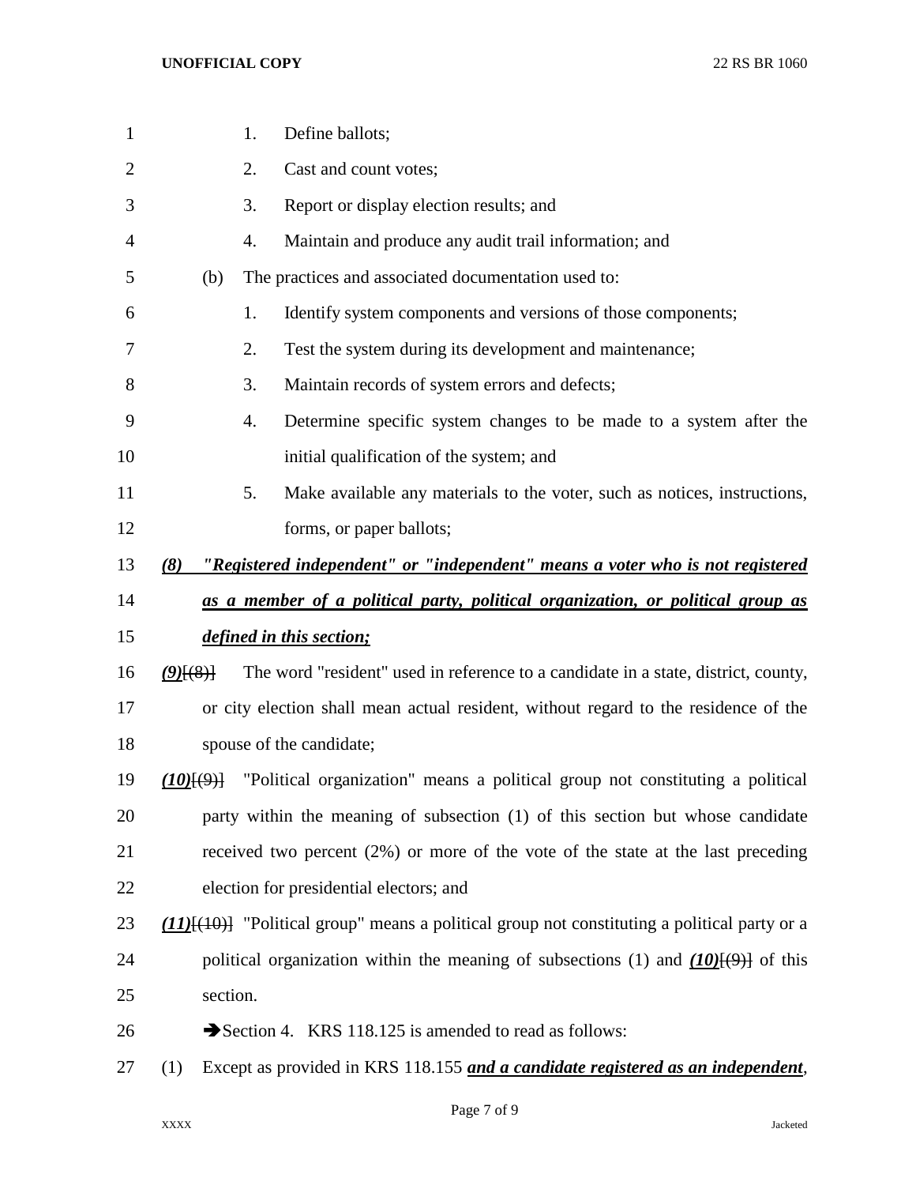1. Define ballots;
2. Cast and count votes;
3. Report or display election results; and
4. Maintain and produce any audit trail information; and

(b) The practices and associated documentation used to:

1. Identify system components and versions of those components;
2. Test the system during its development and maintenance;
3. Maintain records of system errors and defects;
4. Determine specific system changes to be made to a system after the initial qualification of the system; and
5. Make available any materials to the voter, such as notices, instructions, forms, or paper ballots;

***(8) "Registered independent" or "independent" means a voter who is not registered as a member of a political party, political organization, or political group as defined in this section;***

***(9)***~~[(8)]~~ The word "resident" used in reference to a candidate in a state, district, county, or city election shall mean actual resident, without regard to the residence of the spouse of the candidate;

***(10)***~~[(9)]~~ "Political organization" means a political group not constituting a political party within the meaning of subsection (1) of this section but whose candidate received two percent (2%) or more of the vote of the state at the last preceding election for presidential electors; and

***(11)***~~[(10)]~~ "Political group" means a political group not constituting a political party or a political organization within the meaning of subsections (1) and ***(10)***~~[(9)]~~ of this section.

➔Section 4. KRS 118.125 is amended to read as follows:

(1) Except as provided in KRS 118.155 ***and a candidate registered as an independent***,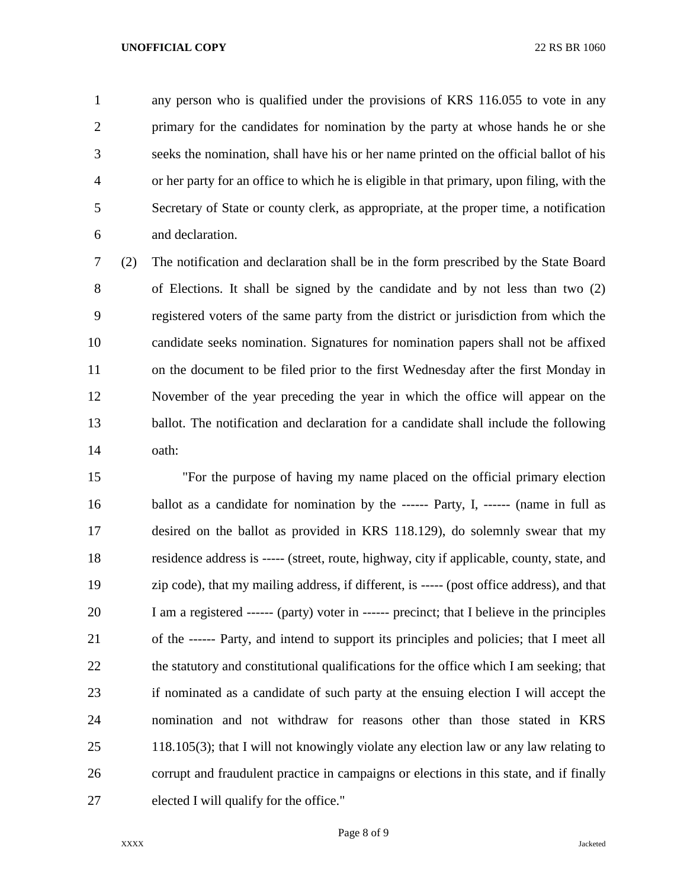any person who is qualified under the provisions of KRS 116.055 to vote in any primary for the candidates for nomination by the party at whose hands he or she seeks the nomination, shall have his or her name printed on the official ballot of his or her party for an office to which he is eligible in that primary, upon filing, with the Secretary of State or county clerk, as appropriate, at the proper time, a notification and declaration.

(2) The notification and declaration shall be in the form prescribed by the State Board of Elections. It shall be signed by the candidate and by not less than two (2) registered voters of the same party from the district or jurisdiction from which the candidate seeks nomination. Signatures for nomination papers shall not be affixed on the document to be filed prior to the first Wednesday after the first Monday in November of the year preceding the year in which the office will appear on the ballot. The notification and declaration for a candidate shall include the following oath:

"For the purpose of having my name placed on the official primary election ballot as a candidate for nomination by the ------ Party, I, ------ (name in full as desired on the ballot as provided in KRS 118.129), do solemnly swear that my residence address is ----- (street, route, highway, city if applicable, county, state, and zip code), that my mailing address, if different, is ----- (post office address), and that I am a registered ------ (party) voter in ------ precinct; that I believe in the principles of the ------ Party, and intend to support its principles and policies; that I meet all the statutory and constitutional qualifications for the office which I am seeking; that if nominated as a candidate of such party at the ensuing election I will accept the nomination and not withdraw for reasons other than those stated in KRS 118.105(3); that I will not knowingly violate any election law or any law relating to corrupt and fraudulent practice in campaigns or elections in this state, and if finally elected I will qualify for the office."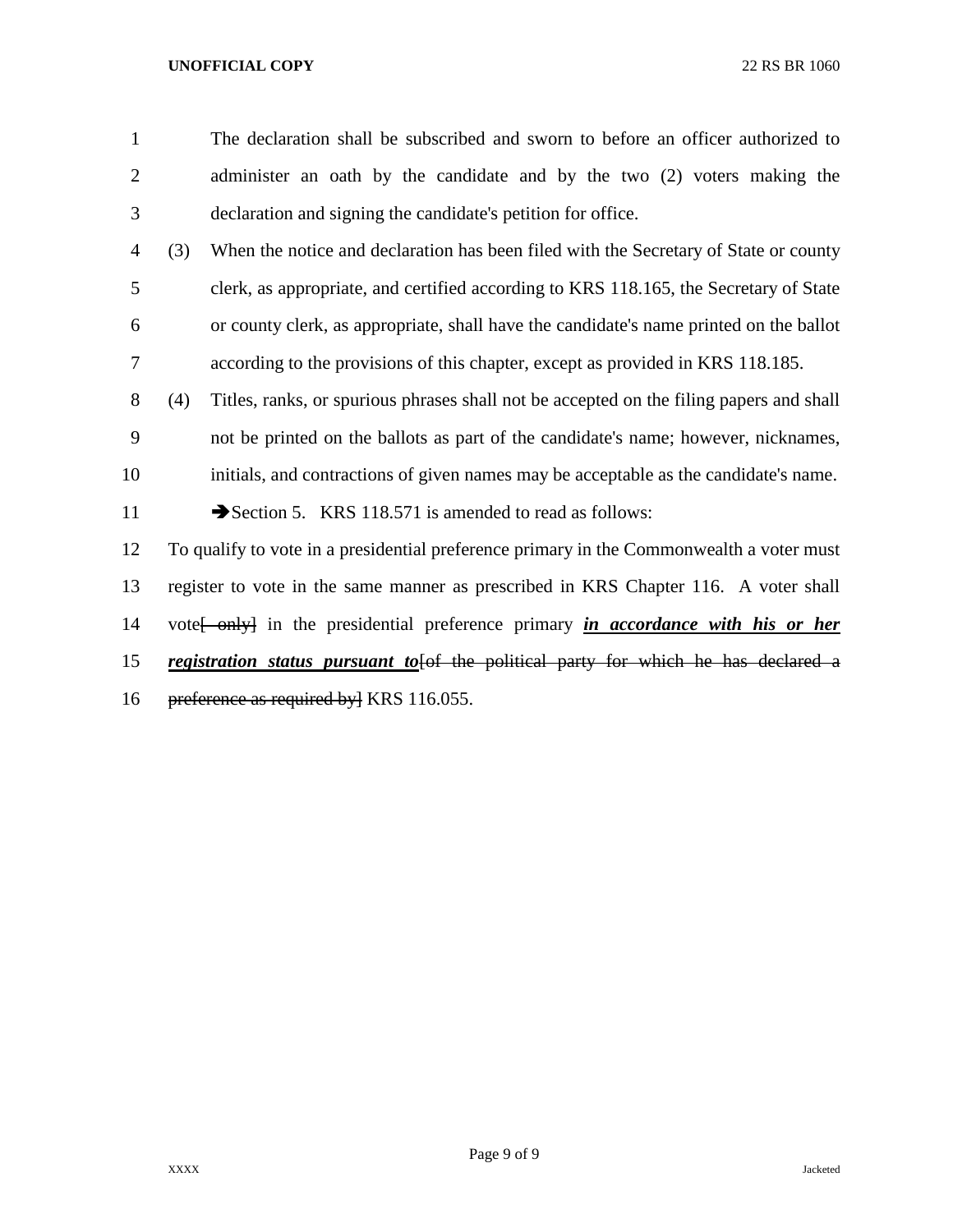The declaration shall be subscribed and sworn to before an officer authorized to administer an oath by the candidate and by the two (2) voters making the declaration and signing the candidate's petition for office.

(3) When the notice and declaration has been filed with the Secretary of State or county clerk, as appropriate, and certified according to KRS 118.165, the Secretary of State or county clerk, as appropriate, shall have the candidate's name printed on the ballot according to the provisions of this chapter, except as provided in KRS 118.185.

(4) Titles, ranks, or spurious phrases shall not be accepted on the filing papers and shall not be printed on the ballots as part of the candidate's name; however, nicknames, initials, and contractions of given names may be acceptable as the candidate's name.

➔Section 5. KRS 118.571 is amended to read as follows:

To qualify to vote in a presidential preference primary in the Commonwealth a voter must register to vote in the same manner as prescribed in KRS Chapter 116. A voter shall vote~~[ only]~~ in the presidential preference primary ***in accordance with his or her registration status pursuant to***~~[of the political party for which he has declared a preference as required by]~~ KRS 116.055.